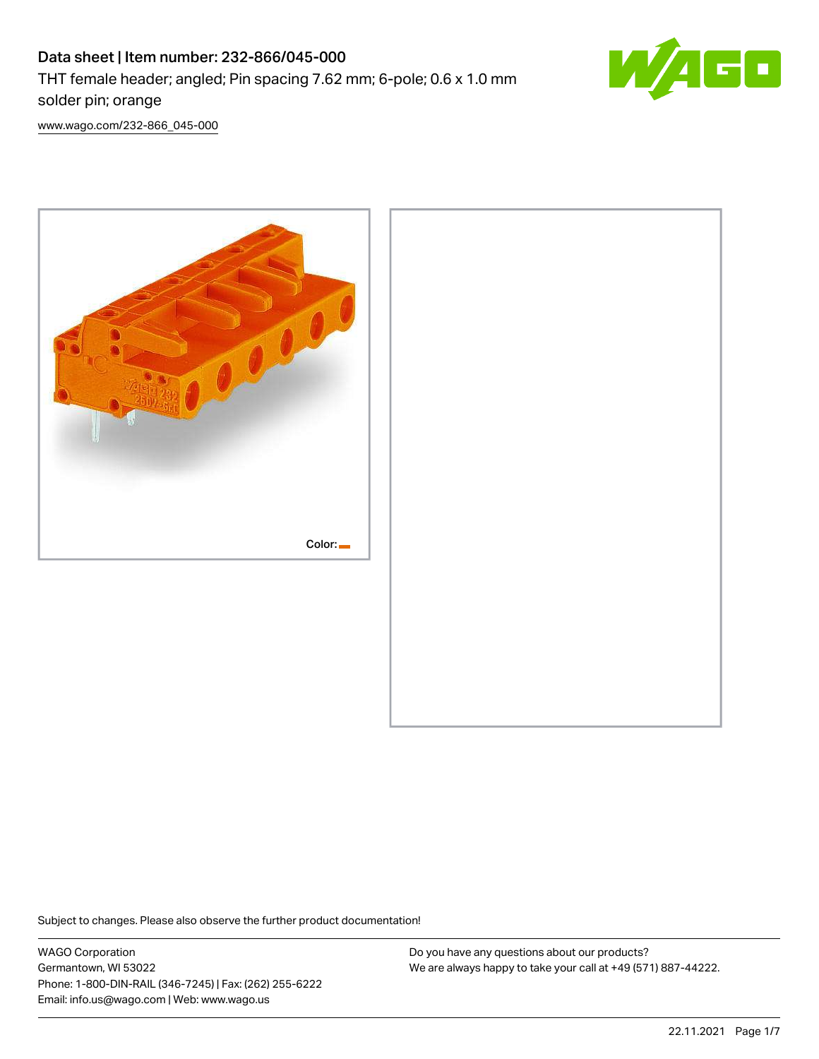# Data sheet | Item number: 232-866/045-000

THT female header; angled; Pin spacing 7.62 mm; 6-pole; 0.6 x 1.0 mm solder pin; orange

[www.wago.com/232-866_045-000](www.wago.com/232-866_045-000)

Color:

Subject to changes. Please also observe the further product documentation!

WAGO Corporation
Germantown, WI 53022
Phone: 1-800-DIN-RAIL (346-7245) | Fax: (262) 255-6222
Email: info.us@wago.com | Web: www.wago.us

Do you have any questions about our products?
We are always happy to take your call at +49 (571) 887-44222.

22.11.2021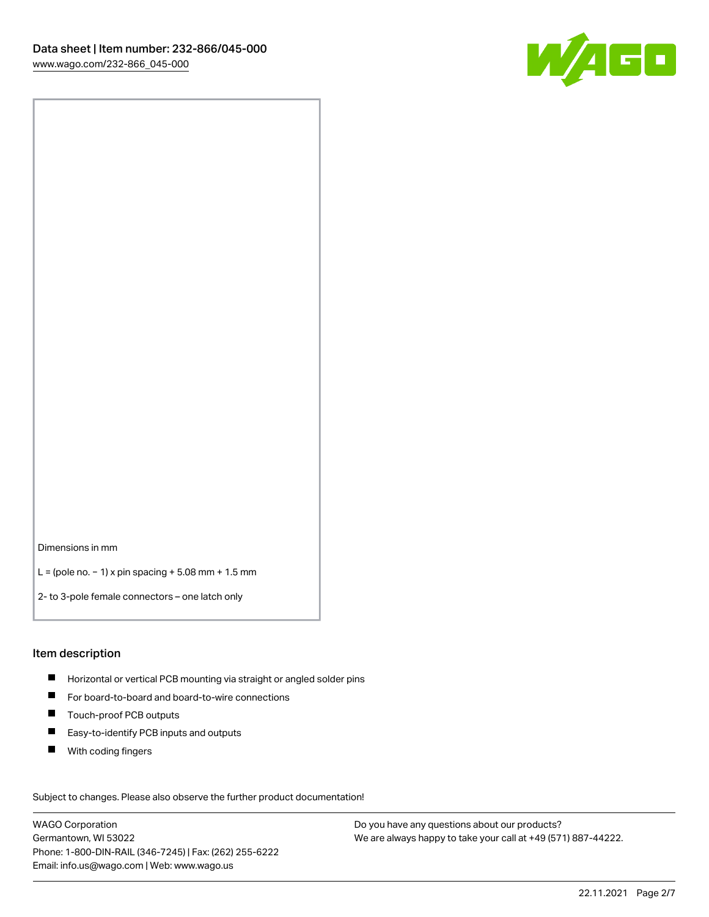Dimensions in mm

L = (pole no. − 1) x pin spacing + 5.08 mm + 1.5 mm

2- to 3-pole female connectors – one latch only

## Item description

- Horizontal or vertical PCB mounting via straight or angled solder pins
- For board-to-board and board-to-wire connections
- Touch-proof PCB outputs
- Easy-to-identify PCB inputs and outputs
- With coding fingers

Subject to changes. Please also observe the further product documentation!

WAGO Corporation
Germantown, WI 53022
Phone: 1-800-DIN-RAIL (346-7245) | Fax: (262) 255-6222
Email: info.us@wago.com | Web: www.wago.us

Do you have any questions about our products?
We are always happy to take your call at +49 (571) 887-44222.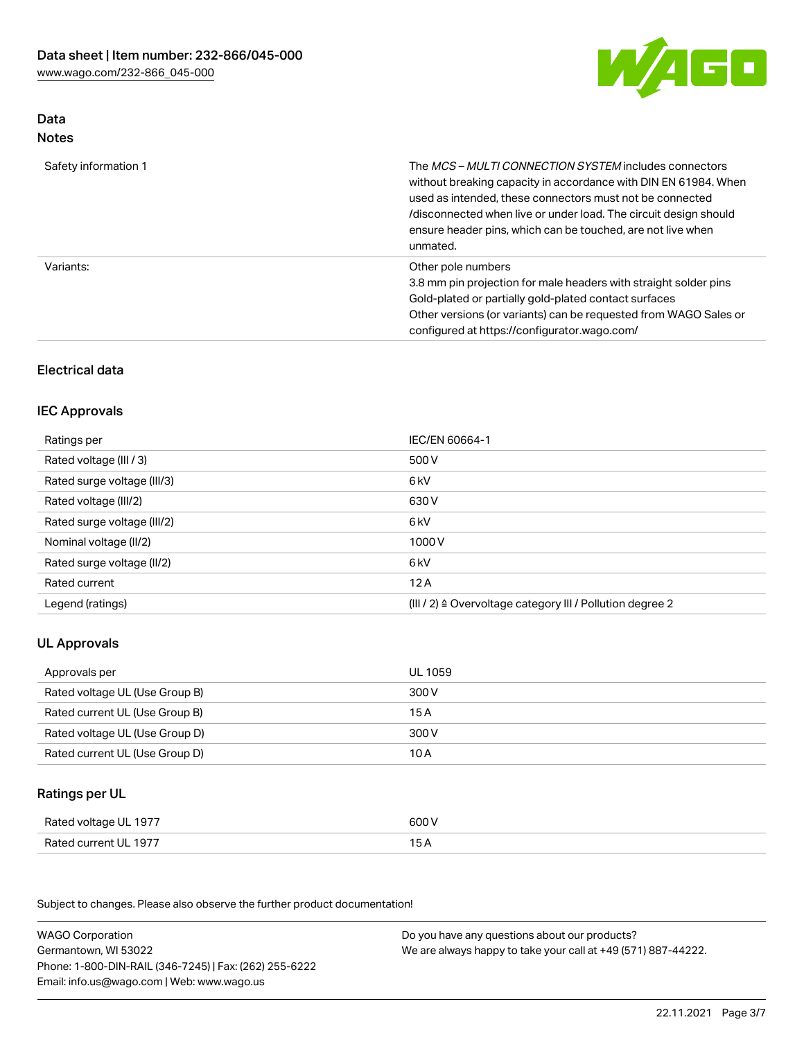## Data

### Notes

| | |
|---|---|
| Safety information 1 | The *MCS – MULTI CONNECTION SYSTEM* includes connectors without breaking capacity in accordance with DIN EN 61984. When used as intended, these connectors must not be connected /disconnected when live or under load. The circuit design should ensure header pins, which can be touched, are not live when unmated. |
| Variants: | Other pole numbers<br>3.8 mm pin projection for male headers with straight solder pins<br>Gold-plated or partially gold-plated contact surfaces<br>Other versions (or variants) can be requested from WAGO Sales or configured at https://configurator.wago.com/ |

## Electrical data

### IEC Approvals

| | |
|---|---|
| Ratings per | IEC/EN 60664-1 |
| Rated voltage (III / 3) | 500 V |
| Rated surge voltage (III/3) | 6 kV |
| Rated voltage (III/2) | 630 V |
| Rated surge voltage (III/2) | 6 kV |
| Nominal voltage (II/2) | 1000 V |
| Rated surge voltage (II/2) | 6 kV |
| Rated current | 12 A |
| Legend (ratings) | (III / 2) ≙ Overvoltage category III / Pollution degree 2 |

### UL Approvals

| | |
|---|---|
| Approvals per | UL 1059 |
| Rated voltage UL (Use Group B) | 300 V |
| Rated current UL (Use Group B) | 15 A |
| Rated voltage UL (Use Group D) | 300 V |
| Rated current UL (Use Group D) | 10 A |

### Ratings per UL

| | |
|---|---|
| Rated voltage UL 1977 | 600 V |
| Rated current UL 1977 | 15 A |

Subject to changes. Please also observe the further product documentation!

WAGO Corporation
Germantown, WI 53022
Phone: 1-800-DIN-RAIL (346-7245) | Fax: (262) 255-6222
Email: info.us@wago.com | Web: www.wago.us

Do you have any questions about our products?
We are always happy to take your call at +49 (571) 887-44222.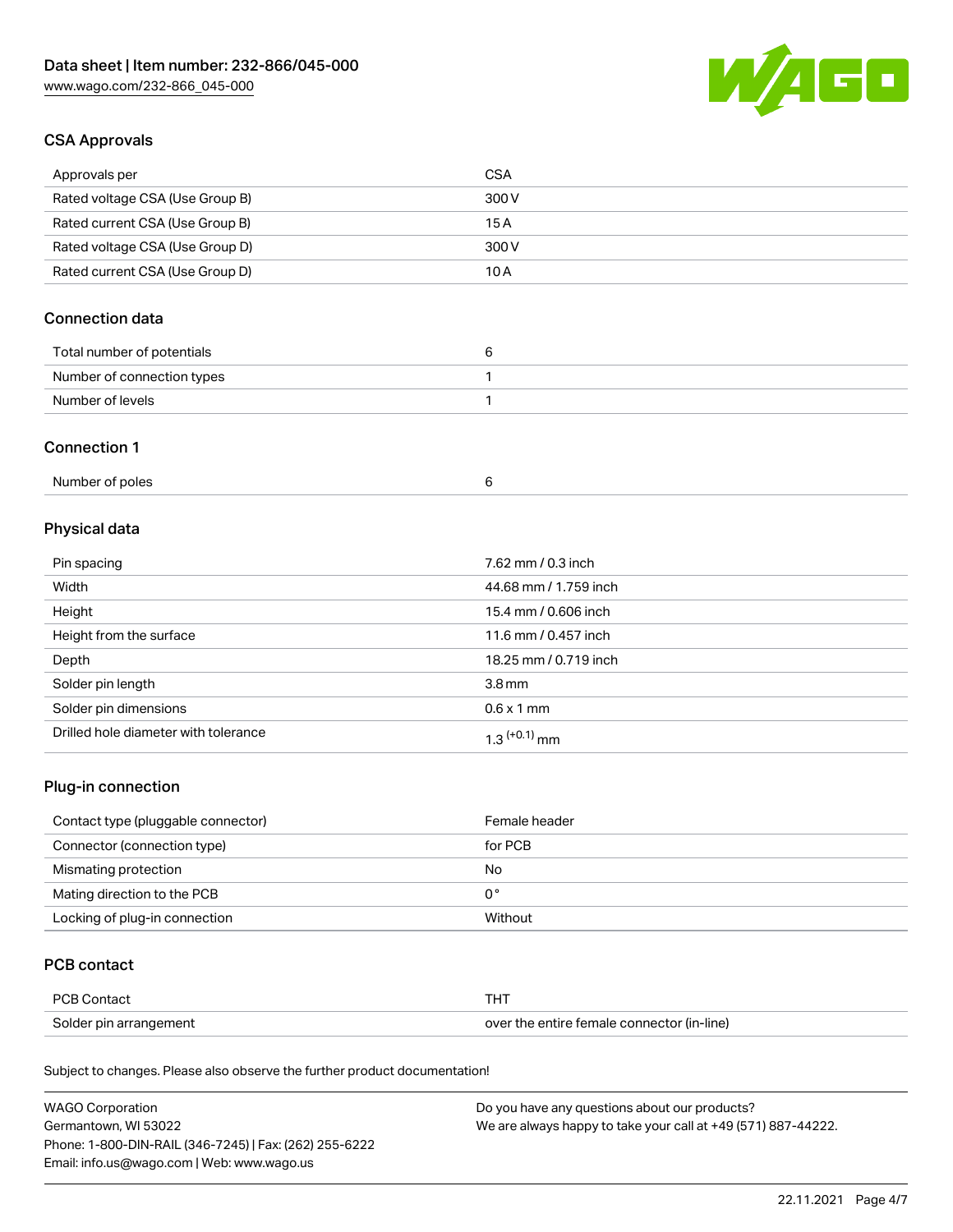## CSA Approvals

| Approvals per | CSA |
| --- | --- |
| Rated voltage CSA (Use Group B) | 300 V |
| Rated current CSA (Use Group B) | 15 A |
| Rated voltage CSA (Use Group D) | 300 V |
| Rated current CSA (Use Group D) | 10 A |

## Connection data

| Total number of potentials | 6 |
| --- | --- |
| Number of connection types | 1 |
| Number of levels | 1 |

## Connection 1

| Number of poles | 6 |
| --- | --- |

## Physical data

| Pin spacing | 7.62 mm / 0.3 inch |
| --- | --- |
| Width | 44.68 mm / 1.759 inch |
| Height | 15.4 mm / 0.606 inch |
| Height from the surface | 11.6 mm / 0.457 inch |
| Depth | 18.25 mm / 0.719 inch |
| Solder pin length | 3.8 mm |
| Solder pin dimensions | 0.6 x 1 mm |
| Drilled hole diameter with tolerance | $1.3^{(+0.1)}$ mm |

## Plug-in connection

| Contact type (pluggable connector) | Female header |
| --- | --- |
| Connector (connection type) | for PCB |
| Mismating protection | No |
| Mating direction to the PCB | 0 ° |
| Locking of plug-in connection | Without |

## PCB contact

| PCB Contact | THT |
| --- | --- |
| Solder pin arrangement | over the entire female connector (in-line) |

Subject to changes. Please also observe the further product documentation!

WAGO Corporation
Germantown, WI 53022
Phone: 1-800-DIN-RAIL (346-7245) | Fax: (262) 255-6222
Email: info.us@wago.com | Web: www.wago.us

Do you have any questions about our products?
We are always happy to take your call at +49 (571) 887-44222.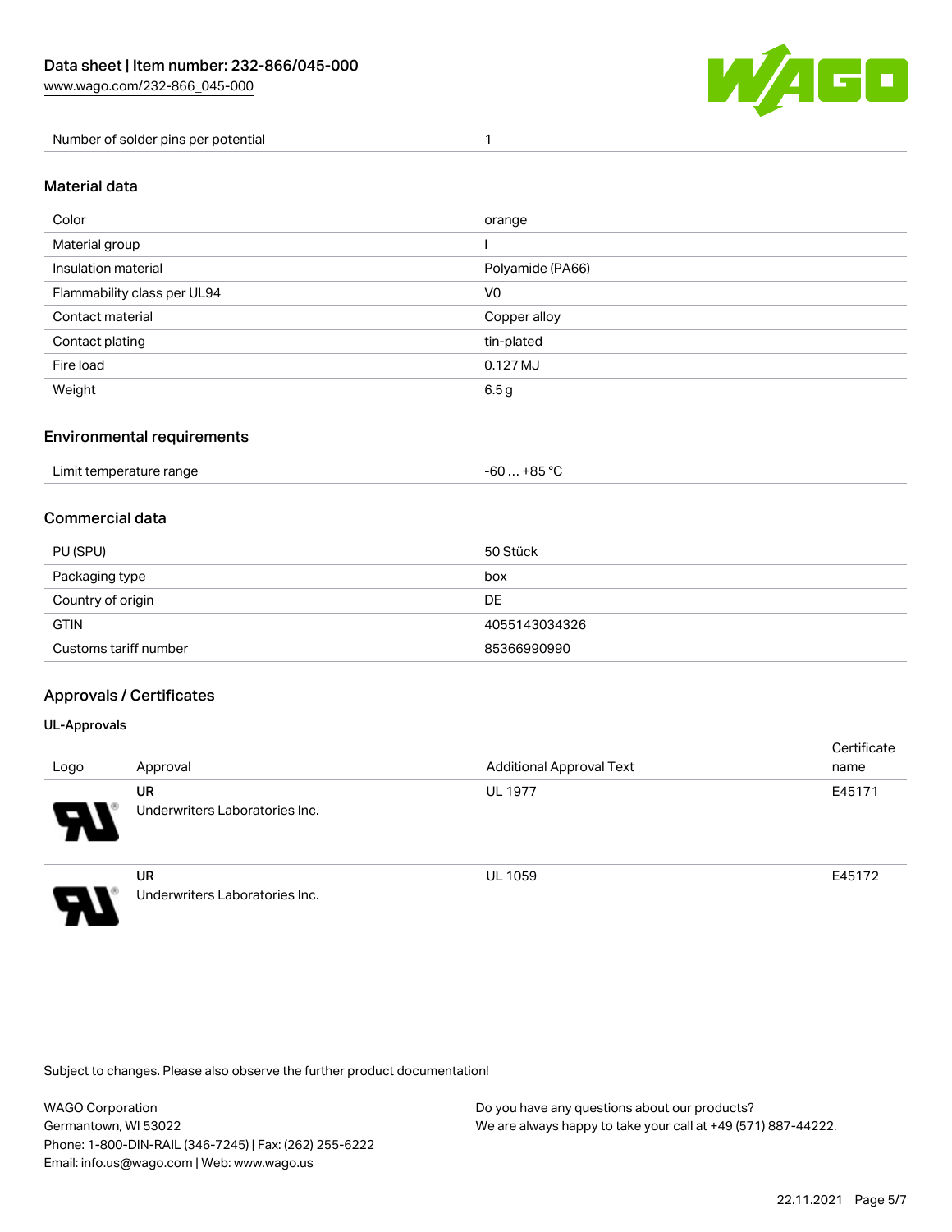| Number of solder pins per potential | 1 |
| --- | --- |

## Material data

| Color | orange |
| --- | --- |
| Material group | I |
| Insulation material | Polyamide (PA66) |
| Flammability class per UL94 | V0 |
| Contact material | Copper alloy |
| Contact plating | tin-plated |
| Fire load | 0.127 MJ |
| Weight | 6.5 g |

## Environmental requirements

| Limit temperature range | -60 … +85 °C |
| --- | --- |

## Commercial data

| PU (SPU) | 50 Stück |
| --- | --- |
| Packaging type | box |
| Country of origin | DE |
| GTIN | 4055143034326 |
| Customs tariff number | 85366990990 |

## Approvals / Certificates

### UL-Approvals

| Logo | Approval | Additional Approval Text | Certificate name |
| --- | --- | --- | --- |
| | **UR** Underwriters Laboratories Inc. | UL 1977 | E45171 |
| | **UR** Underwriters Laboratories Inc. | UL 1059 | E45172 |

Subject to changes. Please also observe the further product documentation!

WAGO Corporation
Germantown, WI 53022
Phone: 1-800-DIN-RAIL (346-7245) | Fax: (262) 255-6222
Email: info.us@wago.com | Web: www.wago.us

Do you have any questions about our products?
We are always happy to take your call at +49 (571) 887-44222.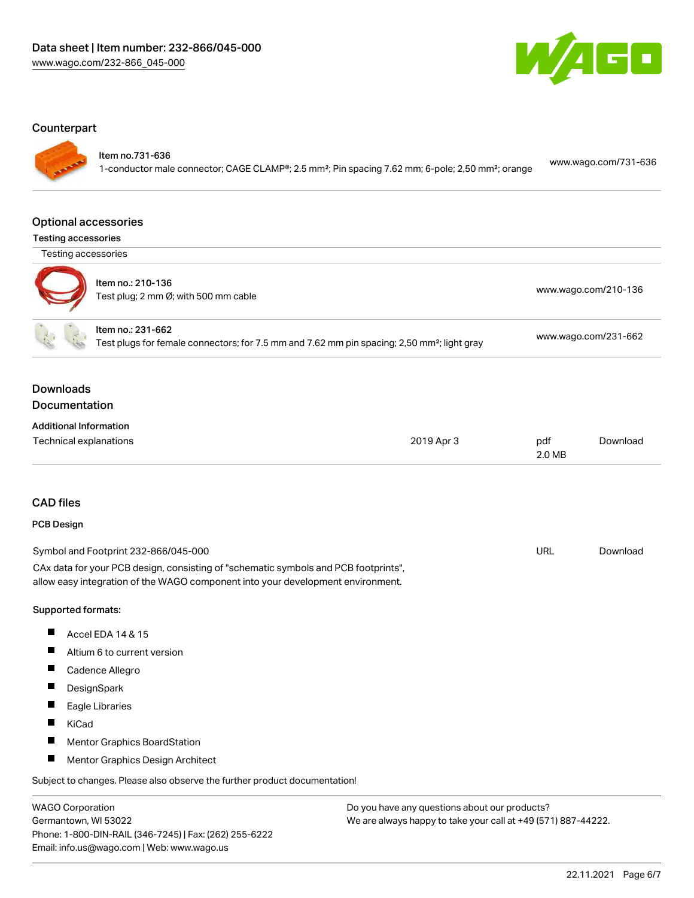## Counterpart

| | | |
|---|---|---|
| Item no.731-636<br>1-conductor male connector; CAGE CLAMP®; 2.5 mm²; Pin spacing 7.62 mm; 6-pole; 2,50 mm²; orange | www.wago.com/731-636 |

## Optional accessories

### Testing accessories

| Testing accessories | |
|---|---|
| Item no.: 210-136<br>Test plug; 2 mm Ø; with 500 mm cable | www.wago.com/210-136 |
| Item no.: 231-662<br>Test plugs for female connectors; for 7.5 mm and 7.62 mm pin spacing; 2,50 mm²; light gray | www.wago.com/231-662 |

## Downloads

## Documentation

### Additional Information

| | | | |
|---|---|---|---|
| Technical explanations | 2019 Apr 3 | pdf<br>2.0 MB | Download |

## CAD files

### PCB Design

| | | |
|---|---|---|
| Symbol and Footprint 232-866/045-000 | URL | Download |

CAx data for your PCB design, consisting of "schematic symbols and PCB footprints", allow easy integration of the WAGO component into your development environment.

**Supported formats:**

- Accel EDA 14 & 15
- Altium 6 to current version
- Cadence Allegro
- DesignSpark
- Eagle Libraries
- KiCad
- Mentor Graphics BoardStation
- Mentor Graphics Design Architect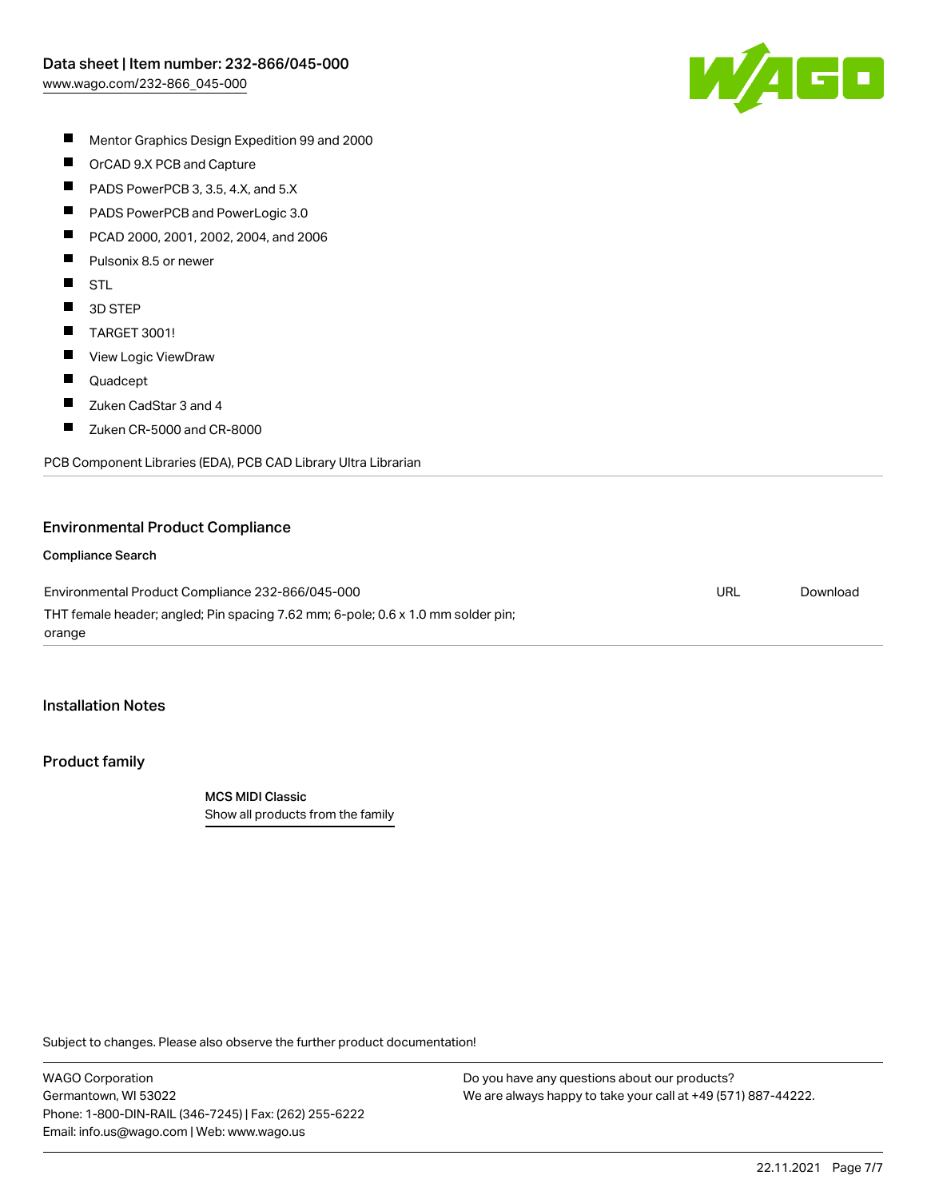- Mentor Graphics Design Expedition 99 and 2000
- OrCAD 9.X PCB and Capture
- PADS PowerPCB 3, 3.5, 4.X, and 5.X
- PADS PowerPCB and PowerLogic 3.0
- PCAD 2000, 2001, 2002, 2004, and 2006
- Pulsonix 8.5 or newer
- STL
- 3D STEP
- TARGET 3001!
- View Logic ViewDraw
- Quadcept
- Zuken CadStar 3 and 4
- Zuken CR-5000 and CR-8000

PCB Component Libraries (EDA), PCB CAD Library Ultra Librarian

## Environmental Product Compliance

### Compliance Search

| | | |
|---|---|---|
| Environmental Product Compliance 232-866/045-000<br>THT female header; angled; Pin spacing 7.62 mm; 6-pole; 0.6 x 1.0 mm solder pin; orange | URL | Download |

## Installation Notes

## Product family

**MCS MIDI Classic**
Show all products from the family

Subject to changes. Please also observe the further product documentation!

WAGO Corporation
Germantown, WI 53022
Phone: 1-800-DIN-RAIL (346-7245) | Fax: (262) 255-6222
Email: info.us@wago.com | Web: www.wago.us

Do you have any questions about our products?
We are always happy to take your call at +49 (571) 887-44222.